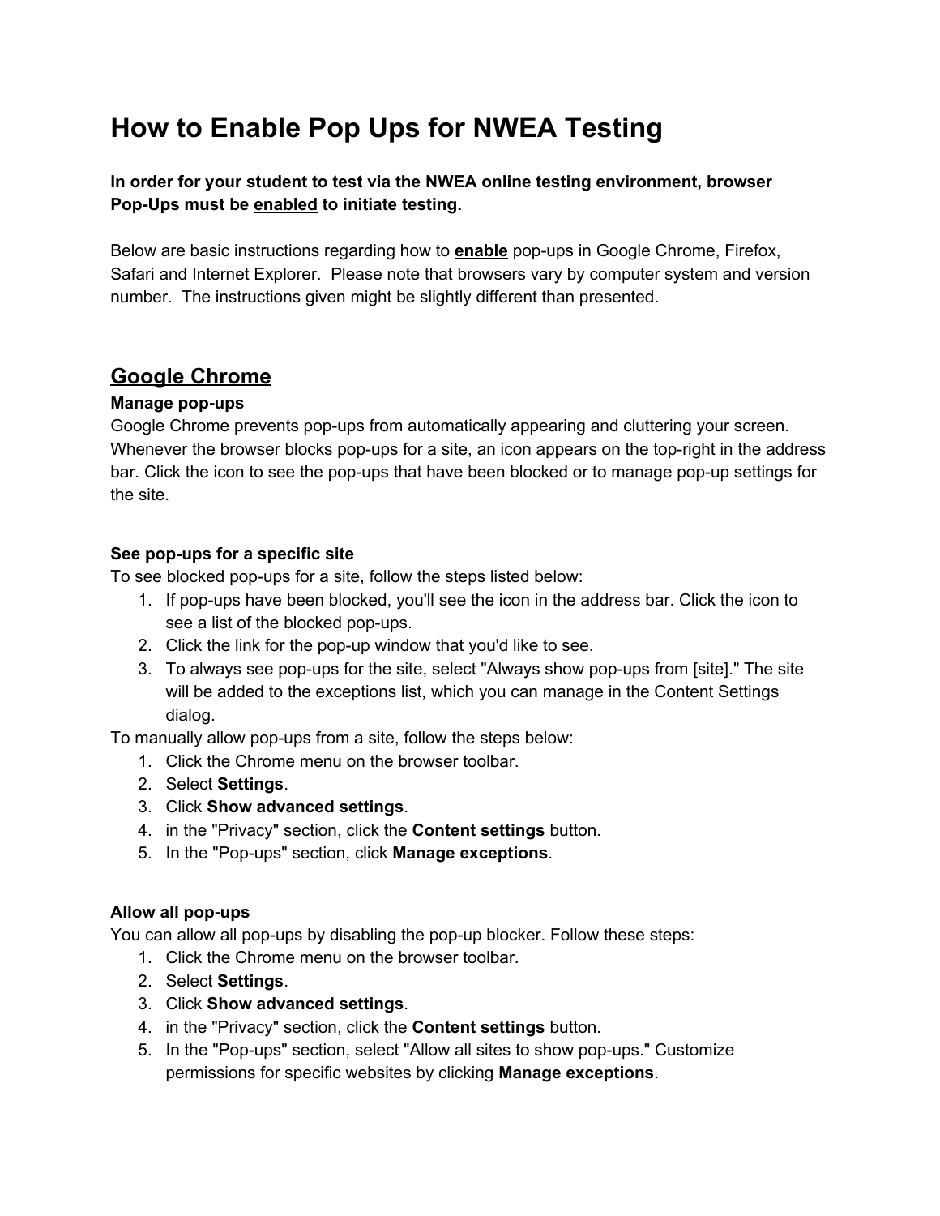# How to Enable Pop Ups for NWEA Testing

**In order for your student to test via the NWEA online testing environment, browser Pop-Ups must be <u>enabled</u> to initiate testing.**

Below are basic instructions regarding how to **<u>enable</u>** pop-ups in Google Chrome, Firefox, Safari and Internet Explorer. Please note that browsers vary by computer system and version number. The instructions given might be slightly different than presented.

## <u>Google Chrome</u>

**Manage pop-ups**

Google Chrome prevents pop-ups from automatically appearing and cluttering your screen. Whenever the browser blocks pop-ups for a site, an icon appears on the top-right in the address bar. Click the icon to see the pop-ups that have been blocked or to manage pop-up settings for the site.

**See pop-ups for a specific site**

To see blocked pop-ups for a site, follow the steps listed below:

1. If pop-ups have been blocked, you'll see the icon in the address bar. Click the icon to see a list of the blocked pop-ups.
2. Click the link for the pop-up window that you'd like to see.
3. To always see pop-ups for the site, select "Always show pop-ups from [site]." The site will be added to the exceptions list, which you can manage in the Content Settings dialog.

To manually allow pop-ups from a site, follow the steps below:

1. Click the Chrome menu on the browser toolbar.
2. Select **Settings**.
3. Click **Show advanced settings**.
4. in the "Privacy" section, click the **Content settings** button.
5. In the "Pop-ups" section, click **Manage exceptions**.

**Allow all pop-ups**

You can allow all pop-ups by disabling the pop-up blocker. Follow these steps:

1. Click the Chrome menu on the browser toolbar.
2. Select **Settings**.
3. Click **Show advanced settings**.
4. in the "Privacy" section, click the **Content settings** button.
5. In the "Pop-ups" section, select "Allow all sites to show pop-ups." Customize permissions for specific websites by clicking **Manage exceptions**.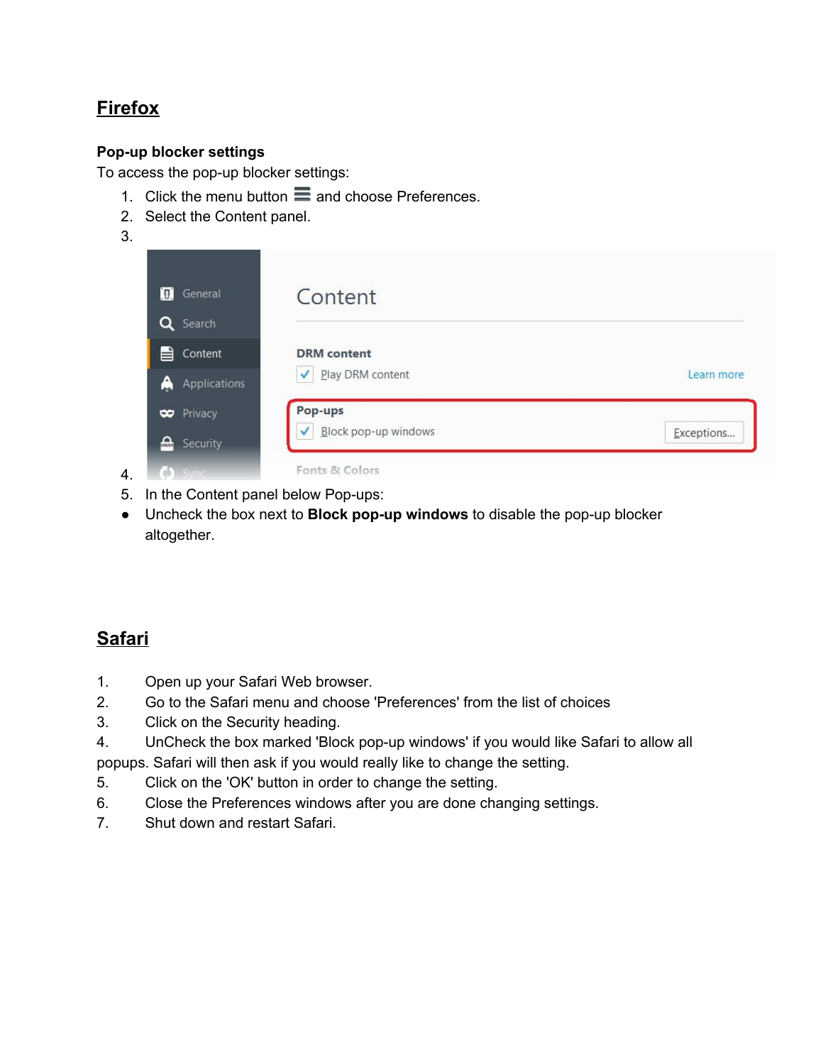## Firefox

**Pop-up blocker settings**

To access the pop-up blocker settings:

1. Click the menu button ☰ and choose Preferences.
2. Select the Content panel.
3. 
4. 
5. In the Content panel below Pop-ups:

- Uncheck the box next to **Block pop-up windows** to disable the pop-up blocker altogether.

## Safari

1. Open up your Safari Web browser.
2. Go to the Safari menu and choose 'Preferences' from the list of choices
3. Click on the Security heading.
4. UnCheck the box marked 'Block pop-up windows' if you would like Safari to allow all popups. Safari will then ask if you would really like to change the setting.
5. Click on the 'OK' button in order to change the setting.
6. Close the Preferences windows after you are done changing settings.
7. Shut down and restart Safari.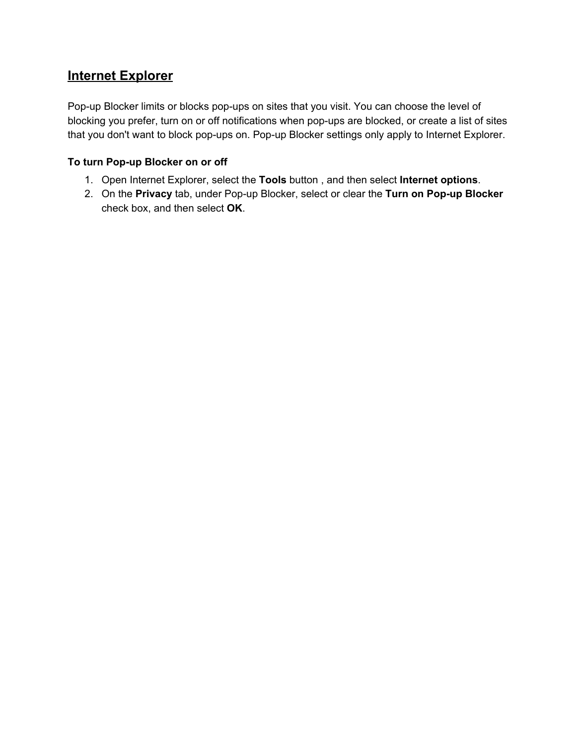## Internet Explorer

Pop-up Blocker limits or blocks pop-ups on sites that you visit. You can choose the level of blocking you prefer, turn on or off notifications when pop-ups are blocked, or create a list of sites that you don't want to block pop-ups on. Pop-up Blocker settings only apply to Internet Explorer.

**To turn Pop-up Blocker on or off**

1. Open Internet Explorer, select the **Tools** button , and then select **Internet options**.
2. On the **Privacy** tab, under Pop-up Blocker, select or clear the **Turn on Pop-up Blocker** check box, and then select **OK**.